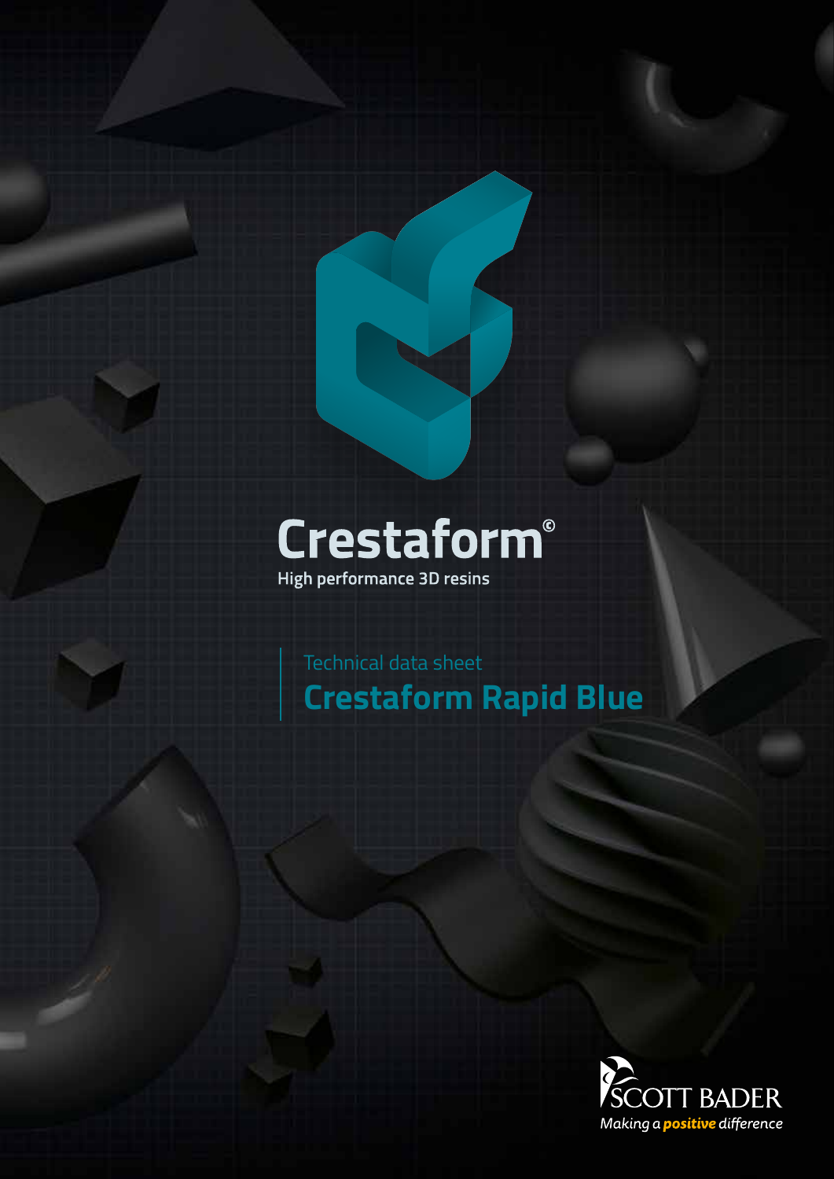# Crestaform©

High performance 3D resins

Technical data sheet

## Crestaform Rapid Blue

SCOTT BADER

*Making a **positive** difference*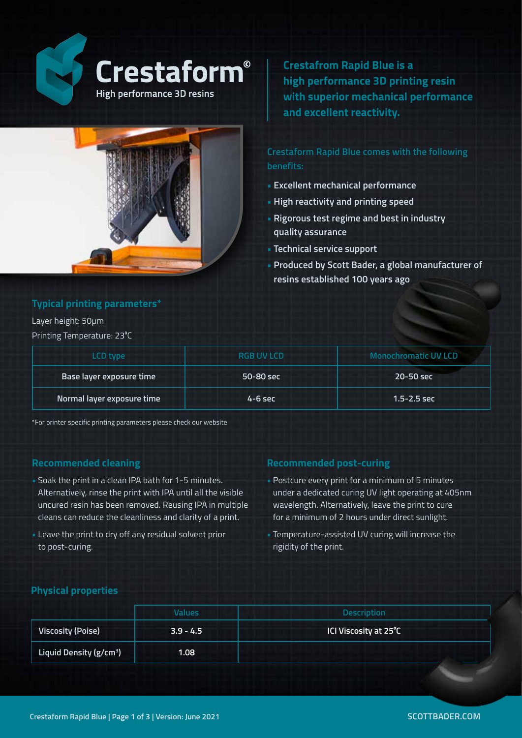# Crestaform®

High performance 3D resins

**Crestafrom Rapid Blue is a high performance 3D printing resin with superior mechanical performance and excellent reactivity.**

Crestaform Rapid Blue comes with the following benefits:

- Excellent mechanical performance
- High reactivity and printing speed
- Rigorous test regime and best in industry quality assurance
- Technical service support
- Produced by Scott Bader, a global manufacturer of resins established 100 years ago

## Typical printing parameters*

Layer height: 50μm

Printing Temperature: 23°C

| LCD type | RGB UV LCD | Monochromatic UV LCD |
|---|---|---|
| Base layer exposure time | 50-80 sec | 20-50 sec |
| Normal layer exposure time | 4-6 sec | 1.5-2.5 sec |

*For printer specific printing parameters please check our website

## Recommended cleaning

- Soak the print in a clean IPA bath for 1-5 minutes. Alternatively, rinse the print with IPA until all the visible uncured resin has been removed. Reusing IPA in multiple cleans can reduce the cleanliness and clarity of a print.
- Leave the print to dry off any residual solvent prior to post-curing.

## Recommended post-curing

- Postcure every print for a minimum of 5 minutes under a dedicated curing UV light operating at 405nm wavelength. Alternatively, leave the print to cure for a minimum of 2 hours under direct sunlight.
- Temperature-assisted UV curing will increase the rigidity of the print.

## Physical properties

| | Values | Description |
|---|---|---|
| Viscosity (Poise) | 3.9 - 4.5 | ICI Viscosity at 25°C |
| Liquid Density (g/cm³) | 1.08 | |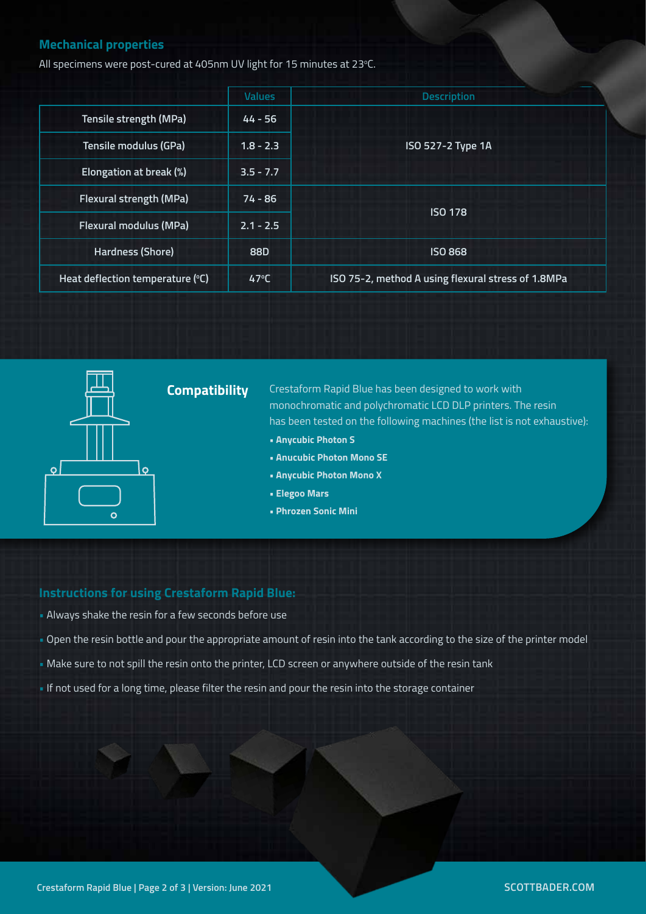## Mechanical properties

All specimens were post-cured at 405nm UV light for 15 minutes at 23°C.

| | Values | Description |
|---|---|---|
| Tensile strength (MPa) | 44 - 56 | ISO 527-2 Type 1A |
| Tensile modulus (GPa) | 1.8 - 2.3 | |
| Elongation at break (%) | 3.5 - 7.7 | |
| Flexural strength (MPa) | 74 - 86 | ISO 178 |
| Flexural modulus (MPa) | 2.1 - 2.5 | |
| Hardness (Shore) | 88D | ISO 868 |
| Heat deflection temperature (°C) | 47°C | ISO 75-2, method A using flexural stress of 1.8MPa |

## Compatibility

Crestaform Rapid Blue has been designed to work with monochromatic and polychromatic LCD DLP printers. The resin has been tested on the following machines (the list is not exhaustive):

- **Anycubic Photon S**
- **Anucubic Photon Mono SE**
- **Anycubic Photon Mono X**
- **Elegoo Mars**
- **Phrozen Sonic Mini**

## Instructions for using Crestaform Rapid Blue:

- Always shake the resin for a few seconds before use
- Open the resin bottle and pour the appropriate amount of resin into the tank according to the size of the printer model
- Make sure to not spill the resin onto the printer, LCD screen or anywhere outside of the resin tank
- If not used for a long time, please filter the resin and pour the resin into the storage container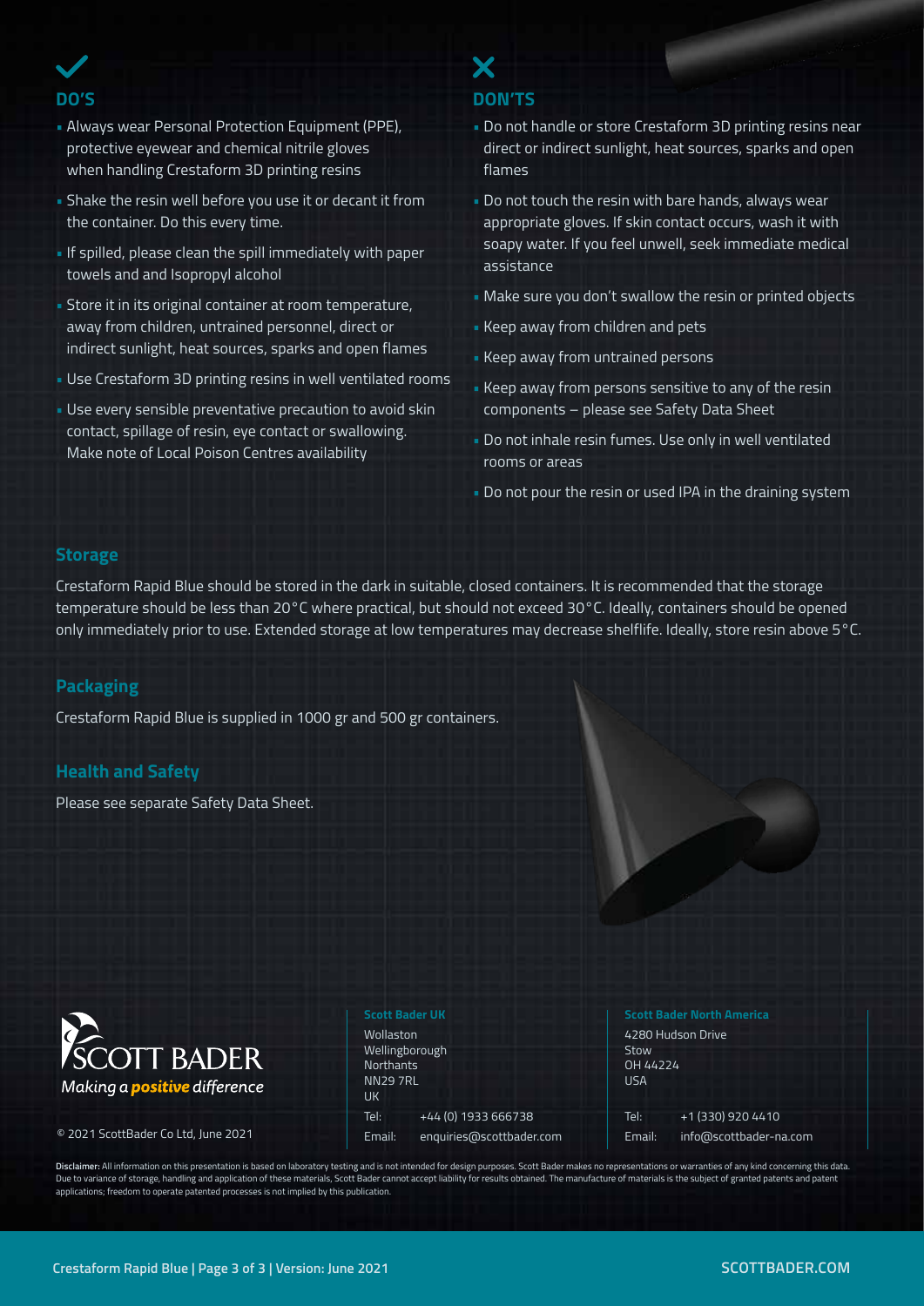## DO'S

- Always wear Personal Protection Equipment (PPE), protective eyewear and chemical nitrile gloves when handling Crestaform 3D printing resins
- Shake the resin well before you use it or decant it from the container. Do this every time.
- If spilled, please clean the spill immediately with paper towels and and Isopropyl alcohol
- Store it in its original container at room temperature, away from children, untrained personnel, direct or indirect sunlight, heat sources, sparks and open flames
- Use Crestaform 3D printing resins in well ventilated rooms
- Use every sensible preventative precaution to avoid skin contact, spillage of resin, eye contact or swallowing. Make note of Local Poison Centres availability

## DON'TS

- Do not handle or store Crestaform 3D printing resins near direct or indirect sunlight, heat sources, sparks and open flames
- Do not touch the resin with bare hands, always wear appropriate gloves. If skin contact occurs, wash it with soapy water. If you feel unwell, seek immediate medical assistance
- Make sure you don't swallow the resin or printed objects
- Keep away from children and pets
- Keep away from untrained persons
- Keep away from persons sensitive to any of the resin components – please see Safety Data Sheet
- Do not inhale resin fumes. Use only in well ventilated rooms or areas
- Do not pour the resin or used IPA in the draining system

## Storage

Crestaform Rapid Blue should be stored in the dark in suitable, closed containers. It is recommended that the storage temperature should be less than 20°C where practical, but should not exceed 30°C. Ideally, containers should be opened only immediately prior to use. Extended storage at low temperatures may decrease shelflife. Ideally, store resin above 5°C.

## Packaging

Crestaform Rapid Blue is supplied in 1000 gr and 500 gr containers.

## Health and Safety

Please see separate Safety Data Sheet.

SCOTT BADER
*Making a **positive** difference*

© 2021 ScottBader Co Ltd, June 2021

**Scott Bader UK**
Wollaston
Wellingborough
Northants
NN29 7RL
UK
Tel: +44 (0) 1933 666738
Email: enquiries@scottbader.com

**Scott Bader North America**
4280 Hudson Drive
Stow
OH 44224
USA
Tel: +1 (330) 920 4410
Email: info@scottbader-na.com

**Disclaimer:** All information on this presentation is based on laboratory testing and is not intended for design purposes. Scott Bader makes no representations or warranties of any kind concerning this data. Due to variance of storage, handling and application of these materials, Scott Bader cannot accept liability for results obtained. The manufacture of materials is the subject of granted patents and patent applications; freedom to operate patented processes is not implied by this publication.

**Crestaform Rapid Blue | Page 3 of 3 | Version: June 2021**

**SCOTTBADER.COM**